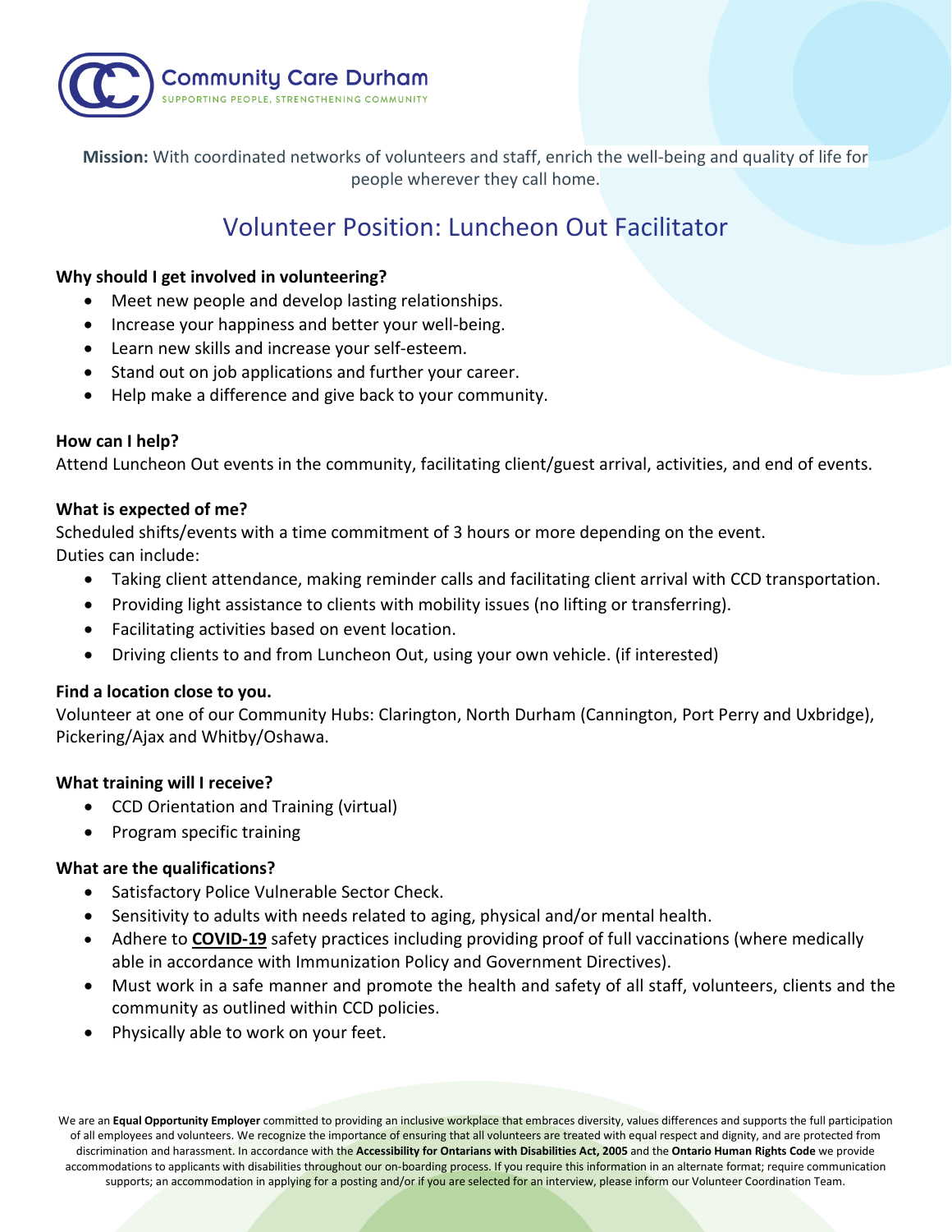**Community Care Durham**
SUPPORTING PEOPLE, STRENGTHENING COMMUNITY

**Mission:** With coordinated networks of volunteers and staff, enrich the well-being and quality of life for people wherever they call home.

# Volunteer Position: Luncheon Out Facilitator

**Why should I get involved in volunteering?**

- Meet new people and develop lasting relationships.
- Increase your happiness and better your well-being.
- Learn new skills and increase your self-esteem.
- Stand out on job applications and further your career.
- Help make a difference and give back to your community.

**How can I help?**

Attend Luncheon Out events in the community, facilitating client/guest arrival, activities, and end of events.

**What is expected of me?**

Scheduled shifts/events with a time commitment of 3 hours or more depending on the event.
Duties can include:

- Taking client attendance, making reminder calls and facilitating client arrival with CCD transportation.
- Providing light assistance to clients with mobility issues (no lifting or transferring).
- Facilitating activities based on event location.
- Driving clients to and from Luncheon Out, using your own vehicle. (if interested)

**Find a location close to you.**

Volunteer at one of our Community Hubs: Clarington, North Durham (Cannington, Port Perry and Uxbridge), Pickering/Ajax and Whitby/Oshawa.

**What training will I receive?**

- CCD Orientation and Training (virtual)
- Program specific training

**What are the qualifications?**

- Satisfactory Police Vulnerable Sector Check.
- Sensitivity to adults with needs related to aging, physical and/or mental health.
- Adhere to **COVID-19** safety practices including providing proof of full vaccinations (where medically able in accordance with Immunization Policy and Government Directives).
- Must work in a safe manner and promote the health and safety of all staff, volunteers, clients and the community as outlined within CCD policies.
- Physically able to work on your feet.

We are an **Equal Opportunity Employer** committed to providing an inclusive workplace that embraces diversity, values differences and supports the full participation of all employees and volunteers. We recognize the importance of ensuring that all volunteers are treated with equal respect and dignity, and are protected from discrimination and harassment. In accordance with the **Accessibility for Ontarians with Disabilities Act, 2005** and the **Ontario Human Rights Code** we provide accommodations to applicants with disabilities throughout our on-boarding process. If you require this information in an alternate format; require communication supports; an accommodation in applying for a posting and/or if you are selected for an interview, please inform our Volunteer Coordination Team.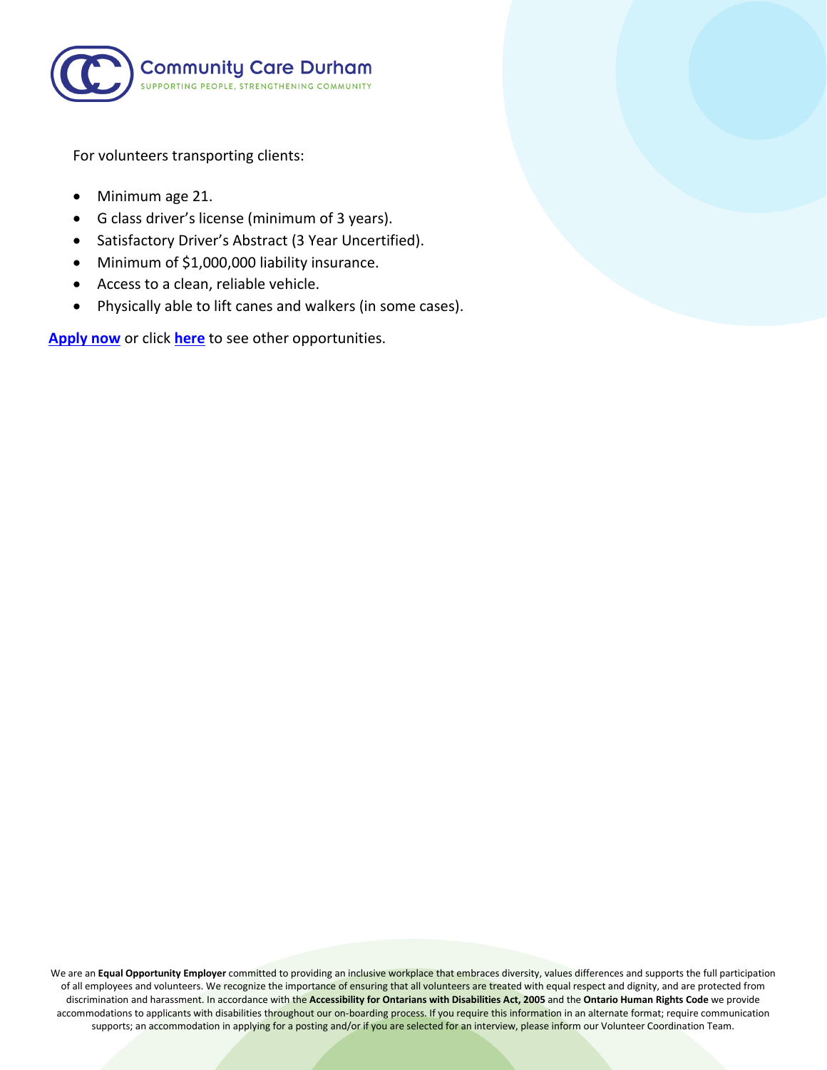For volunteers transporting clients:

- Minimum age 21.
- G class driver's license (minimum of 3 years).
- Satisfactory Driver's Abstract (3 Year Uncertified).
- Minimum of $1,000,000 liability insurance.
- Access to a clean, reliable vehicle.
- Physically able to lift canes and walkers (in some cases).

**Apply now** or click **here** to see other opportunities.

We are an **Equal Opportunity Employer** committed to providing an inclusive workplace that embraces diversity, values differences and supports the full participation of all employees and volunteers. We recognize the importance of ensuring that all volunteers are treated with equal respect and dignity, and are protected from discrimination and harassment. In accordance with the **Accessibility for Ontarians with Disabilities Act, 2005** and the **Ontario Human Rights Code** we provide accommodations to applicants with disabilities throughout our on-boarding process. If you require this information in an alternate format; require communication supports; an accommodation in applying for a posting and/or if you are selected for an interview, please inform our Volunteer Coordination Team.